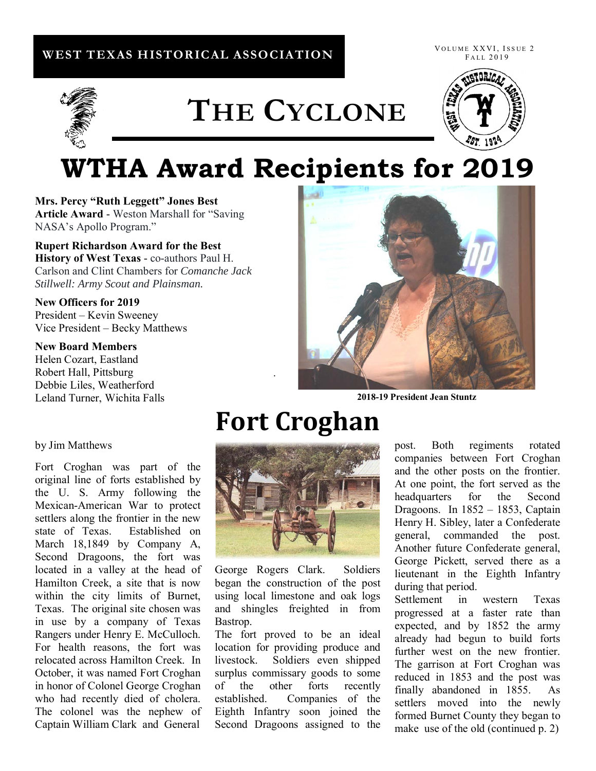WEST TEXAS HISTORICAL ASSOCIATION

# THE CYCLONE

# WTHA Award Recipients for 2019

**Mrs. Percy "Ruth Leggett" Jones Best Article Award** - Weston Marshall for "Saving NASA's Apollo Program."

**Rupert Richardson Award for the Best History of West Texas** - co-authors Paul H. Carlson and Clint Chambers for *Comanche Jack Stillwell: Army Scout and Plainsman.*

**New Officers for 2019**
President – Kevin Sweeney
Vice President – Becky Matthews

**New Board Members**
Helen Cozart, Eastland
Robert Hall, Pittsburg
Debbie Liles, Weatherford
Leland Turner, Wichita Falls

**2018-19 President Jean Stuntz**

# Fort Croghan

by Jim Matthews

Fort Croghan was part of the original line of forts established by the U. S. Army following the Mexican-American War to protect settlers along the frontier in the new state of Texas. Established on March 18,1849 by Company A, Second Dragoons, the fort was located in a valley at the head of Hamilton Creek, a site that is now within the city limits of Burnet, Texas. The original site chosen was in use by a company of Texas Rangers under Henry E. McCulloch. For health reasons, the fort was relocated across Hamilton Creek. In October, it was named Fort Croghan in honor of Colonel George Croghan who had recently died of cholera. The colonel was the nephew of Captain William Clark and General George Rogers Clark. Soldiers began the construction of the post using local limestone and oak logs and shingles freighted in from Bastrop.

The fort proved to be an ideal location for providing produce and livestock. Soldiers even shipped surplus commissary goods to some of the other forts recently established. Companies of the Eighth Infantry soon joined the Second Dragoons assigned to the post. Both regiments rotated companies between Fort Croghan and the other posts on the frontier. At one point, the fort served as the headquarters for the Second Dragoons. In 1852 – 1853, Captain Henry H. Sibley, later a Confederate general, commanded the post. Another future Confederate general, George Pickett, served there as a lieutenant in the Eighth Infantry during that period.

Settlement in western Texas progressed at a faster rate than expected, and by 1852 the army already had begun to build forts further west on the new frontier. The garrison at Fort Croghan was reduced in 1853 and the post was finally abandoned in 1855. As settlers moved into the newly formed Burnet County they began to make use of the old (continued p. 2)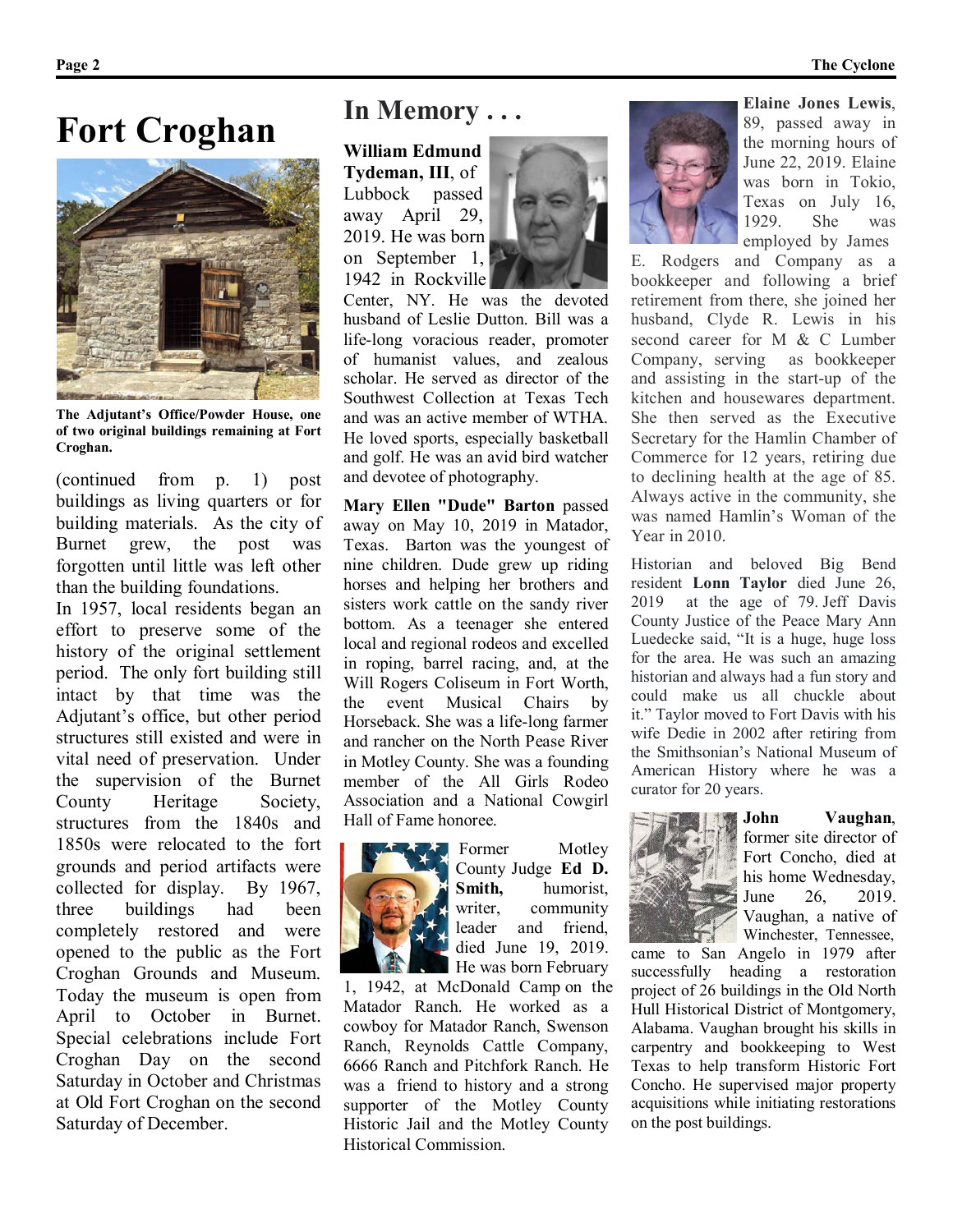# Fort Croghan

**The Adjutant's Office/Powder House, one of two original buildings remaining at Fort Croghan.**

(continued from p. 1) post buildings as living quarters or for building materials. As the city of Burnet grew, the post was forgotten until little was left other than the building foundations.

In 1957, local residents began an effort to preserve some of the history of the original settlement period. The only fort building still intact by that time was the Adjutant's office, but other period structures still existed and were in vital need of preservation. Under the supervision of the Burnet County Heritage Society, structures from the 1840s and 1850s were relocated to the fort grounds and period artifacts were collected for display. By 1967, three buildings had been completely restored and were opened to the public as the Fort Croghan Grounds and Museum. Today the museum is open from April to October in Burnet. Special celebrations include Fort Croghan Day on the second Saturday in October and Christmas at Old Fort Croghan on the second Saturday of December.

# In Memory . . .

**William Edmund Tydeman, III**, of Lubbock passed away April 29, 2019. He was born on September 1, 1942 in Rockville Center, NY. He was the devoted husband of Leslie Dutton. Bill was a life-long voracious reader, promoter of humanist values, and zealous scholar. He served as director of the Southwest Collection at Texas Tech and was an active member of WTHA. He loved sports, especially basketball and golf. He was an avid bird watcher and devotee of photography.

**Mary Ellen "Dude" Barton** passed away on May 10, 2019 in Matador, Texas. Barton was the youngest of nine children. Dude grew up riding horses and helping her brothers and sisters work cattle on the sandy river bottom. As a teenager she entered local and regional rodeos and excelled in roping, barrel racing, and, at the Will Rogers Coliseum in Fort Worth, the event Musical Chairs by Horseback. She was a life-long farmer and rancher on the North Pease River in Motley County. She was a founding member of the All Girls Rodeo Association and a National Cowgirl Hall of Fame honoree.

Former Motley County Judge **Ed D. Smith,** humorist, writer, community leader and friend, died June 19, 2019. He was born February 1, 1942, at McDonald Camp on the Matador Ranch. He worked as a cowboy for Matador Ranch, Swenson Ranch, Reynolds Cattle Company, 6666 Ranch and Pitchfork Ranch. He was a friend to history and a strong supporter of the Motley County Historic Jail and the Motley County Historical Commission.

**Elaine Jones Lewis**, 89, passed away in the morning hours of June 22, 2019. Elaine was born in Tokio, Texas on July 16, 1929. She was employed by James E. Rodgers and Company as a bookkeeper and following a brief retirement from there, she joined her husband, Clyde R. Lewis in his second career for M & C Lumber Company, serving as bookkeeper and assisting in the start-up of the kitchen and housewares department. She then served as the Executive Secretary for the Hamlin Chamber of Commerce for 12 years, retiring due to declining health at the age of 85. Always active in the community, she was named Hamlin's Woman of the Year in 2010.

Historian and beloved Big Bend resident **Lonn Taylor** died June 26, 2019 at the age of 79. Jeff Davis County Justice of the Peace Mary Ann Luedecke said, "It is a huge, huge loss for the area. He was such an amazing historian and always had a fun story and could make us all chuckle about it." Taylor moved to Fort Davis with his wife Dedie in 2002 after retiring from the Smithsonian's National Museum of American History where he was a curator for 20 years.

**John Vaughan**, former site director of Fort Concho, died at his home Wednesday, June 26, 2019. Vaughan, a native of Winchester, Tennessee, came to San Angelo in 1979 after successfully heading a restoration project of 26 buildings in the Old North Hull Historical District of Montgomery, Alabama. Vaughan brought his skills in carpentry and bookkeeping to West Texas to help transform Historic Fort Concho. He supervised major property acquisitions while initiating restorations on the post buildings.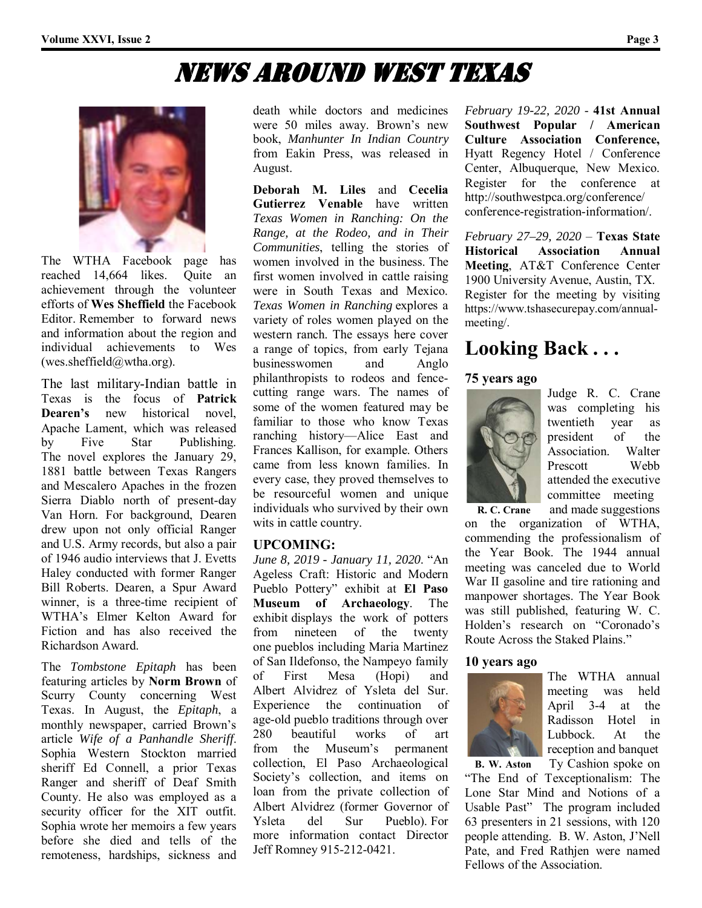# NEWS AROUND WEST TEXAS

The WTHA Facebook page has reached 14,664 likes. Quite an achievement through the volunteer efforts of **Wes Sheffield** the Facebook Editor. Remember to forward news and information about the region and individual achievements to Wes (wes.sheffield@wtha.org).

The last military-Indian battle in Texas is the focus of **Patrick Dearen's** new historical novel, Apache Lament, which was released by Five Star Publishing. The novel explores the January 29, 1881 battle between Texas Rangers and Mescalero Apaches in the frozen Sierra Diablo north of present-day Van Horn. For background, Dearen drew upon not only official Ranger and U.S. Army records, but also a pair of 1946 audio interviews that J. Evetts Haley conducted with former Ranger Bill Roberts. Dearen, a Spur Award winner, is a three-time recipient of WTHA's Elmer Kelton Award for Fiction and has also received the Richardson Award.

The *Tombstone Epitaph* has been featuring articles by **Norm Brown** of Scurry County concerning West Texas. In August, the *Epitaph*, a monthly newspaper, carried Brown's article *Wife of a Panhandle Sheriff*. Sophia Western Stockton married sheriff Ed Connell, a prior Texas Ranger and sheriff of Deaf Smith County. He also was employed as a security officer for the XIT outfit. Sophia wrote her memoirs a few years before she died and tells of the remoteness, hardships, sickness and death while doctors and medicines were 50 miles away. Brown's new book, *Manhunter In Indian Country* from Eakin Press, was released in August.

**Deborah M. Liles** and **Cecelia Gutierrez Venable** have written *Texas Women in Ranching: On the Range, at the Rodeo, and in Their Communities*, telling the stories of women involved in the business. The first women involved in cattle raising were in South Texas and Mexico. *Texas Women in Ranching* explores a variety of roles women played on the western ranch. The essays here cover a range of topics, from early Tejana businesswomen and Anglo philanthropists to rodeos and fence-cutting range wars. The names of some of the women featured may be familiar to those who know Texas ranching history—Alice East and Frances Kallison, for example. Others came from less known families. In every case, they proved themselves to be resourceful women and unique individuals who survived by their own wits in cattle country.

### UPCOMING:

*June 8, 2019 - January 11, 2020*. "An Ageless Craft: Historic and Modern Pueblo Pottery" exhibit at **El Paso Museum of Archaeology**. The exhibit displays the work of potters from nineteen of the twenty one pueblos including Maria Martinez of San Ildefonso, the Nampeyo family of First Mesa (Hopi) and Albert Alvidrez of Ysleta del Sur. Experience the continuation of age-old pueblo traditions through over 280 beautiful works of art from the Museum's permanent collection, El Paso Archaeological Society's collection, and items on loan from the private collection of Albert Alvidrez (former Governor of Ysleta del Sur Pueblo). For more information contact Director Jeff Romney 915-212-0421.

*February 19-22, 2020* - **41st Annual Southwest Popular / American Culture Association Conference,** Hyatt Regency Hotel / Conference Center, Albuquerque, New Mexico. Register for the conference at http://southwestpca.org/conference/conference-registration-information/.

*February 27–29, 2020* – **Texas State Historical Association Annual Meeting**, AT&T Conference Center 1900 University Avenue, Austin, TX. Register for the meeting by visiting https://www.tshasecurepay.com/annual-meeting/.

## Looking Back . . .

### 75 years ago

Judge R. C. Crane was completing his twentieth year as president of the Association. Walter Prescott Webb attended the executive committee meeting and made suggestions on the organization of WTHA, commending the professionalism of the Year Book. The 1944 annual meeting was canceled due to World War II gasoline and tire rationing and manpower shortages. The Year Book was still published, featuring W. C. Holden's research on "Coronado's Route Across the Staked Plains."

**R. C. Crane**

### 10 years ago

The WTHA annual meeting was held April 3-4 at the Radisson Hotel in Lubbock. At the reception and banquet Ty Cashion spoke on "The End of Texceptionalism: The Lone Star Mind and Notions of a Usable Past" The program included 63 presenters in 21 sessions, with 120 people attending. B. W. Aston, J'Nell Pate, and Fred Rathjen were named Fellows of the Association.

**B. W. Aston**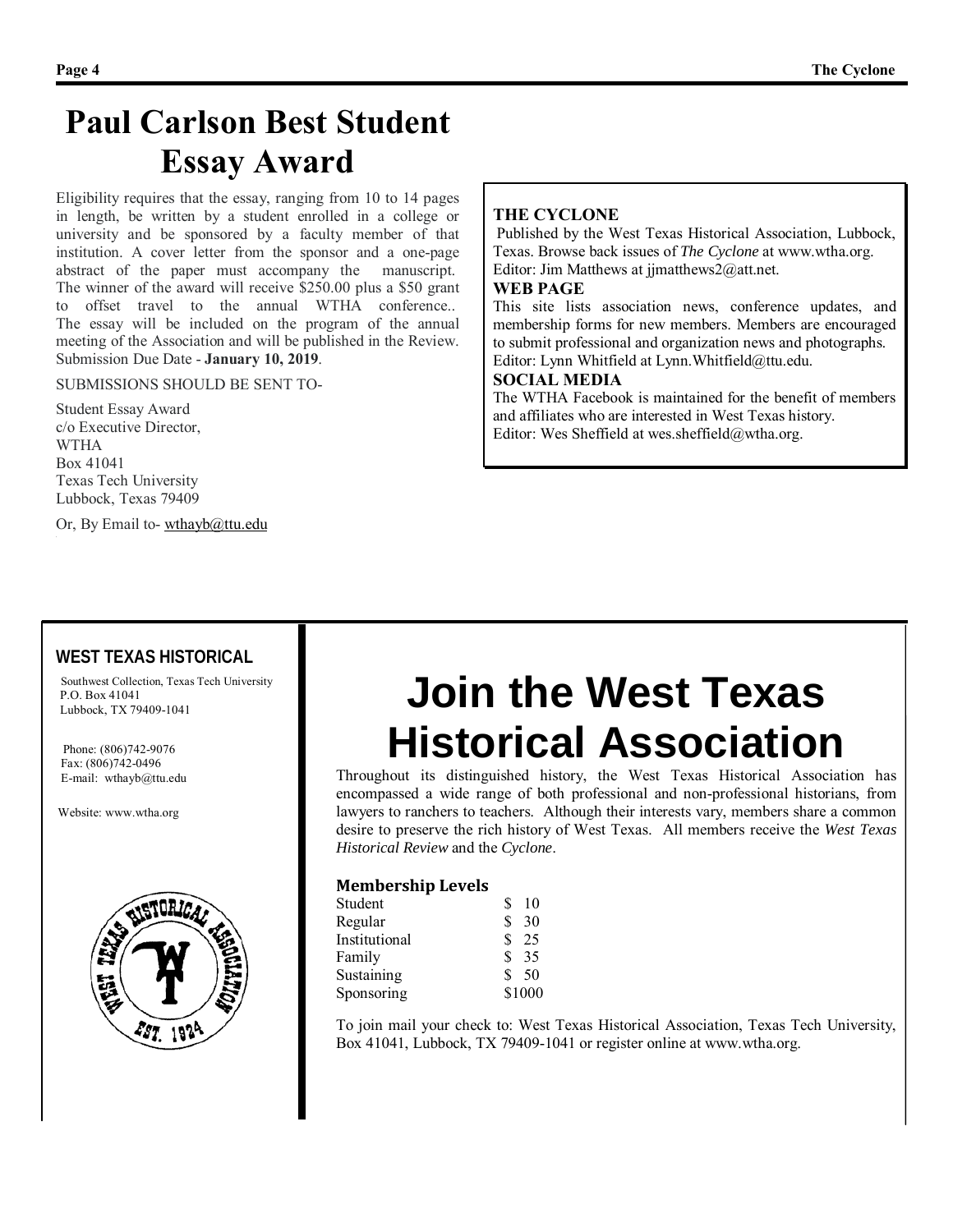# Paul Carlson Best Student Essay Award

Eligibility requires that the essay, ranging from 10 to 14 pages in length, be written by a student enrolled in a college or university and be sponsored by a faculty member of that institution. A cover letter from the sponsor and a one-page abstract of the paper must accompany the manuscript. The winner of the award will receive $250.00 plus a $50 grant to offset travel to the annual WTHA conference.. The essay will be included on the program of the annual meeting of the Association and will be published in the Review. Submission Due Date - **January 10, 2019**.

SUBMISSIONS SHOULD BE SENT TO-

Student Essay Award
c/o Executive Director,
WTHA
Box 41041
Texas Tech University
Lubbock, Texas 79409

Or, By Email to- wthayb@ttu.edu

**THE CYCLONE**

Published by the West Texas Historical Association, Lubbock, Texas. Browse back issues of *The Cyclone* at www.wtha.org.
Editor: Jim Matthews at jjmatthews2@att.net.

**WEB PAGE**

This site lists association news, conference updates, and membership forms for new members. Members are encouraged to submit professional and organization news and photographs.
Editor: Lynn Whitfield at Lynn.Whitfield@ttu.edu.

**SOCIAL MEDIA**

The WTHA Facebook is maintained for the benefit of members and affiliates who are interested in West Texas history.
Editor: Wes Sheffield at wes.sheffield@wtha.org.

**WEST TEXAS HISTORICAL**

Southwest Collection, Texas Tech University
P.O. Box 41041
Lubbock, TX 79409-1041

Phone: (806)742-9076
Fax: (806)742-0496
E-mail: wthayb@ttu.edu

Website: www.wtha.org

WEST TEXAS HISTORICAL ASSOCIATION
EST. 1924

# Join the West Texas Historical Association

Throughout its distinguished history, the West Texas Historical Association has encompassed a wide range of both professional and non-professional historians, from lawyers to ranchers to teachers. Although their interests vary, members share a common desire to preserve the rich history of West Texas. All members receive the *West Texas Historical Review* and the *Cyclone*.

**Membership Levels**

| | |
|---|---|
| Student | $ 10 |
| Regular | $ 30 |
| Institutional | $ 25 |
| Family | $ 35 |
| Sustaining | $ 50 |
| Sponsoring | $1000 |

To join mail your check to: West Texas Historical Association, Texas Tech University, Box 41041, Lubbock, TX 79409-1041 or register online at www.wtha.org.